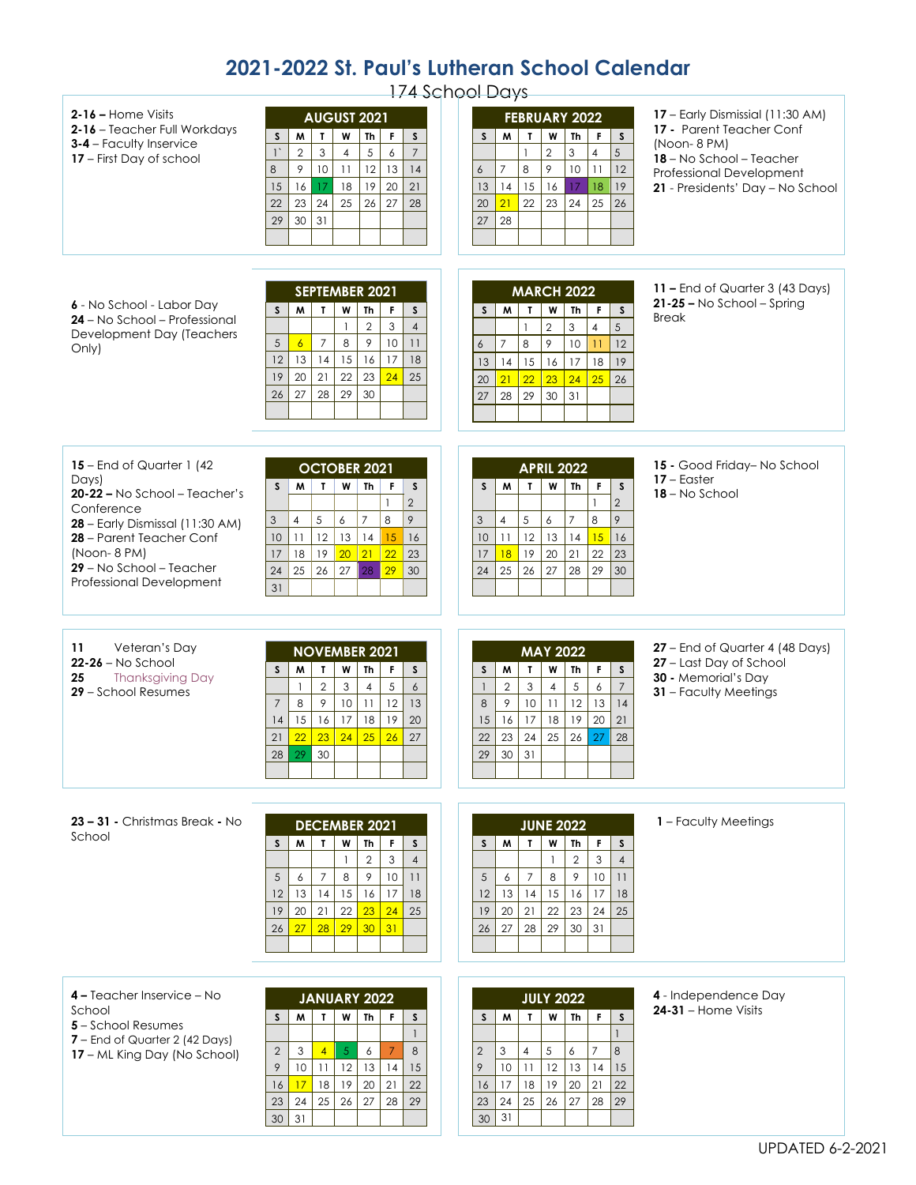# 2021-2022 St. Paul's Lutheran School Calendar

174 School Days

## August 2021

**2-16 –** Home Visits
**2-16 –** Teacher Full Workdays
**3-4** – Faculty Inservice
**17** – First Day of school

| S | M | T | W | Th | F | S |
|---|---|---|---|---|---|---|
| 1` | 2 | 3 | 4 | 5 | 6 | 7 |
| 8 | 9 | 10 | 11 | 12 | 13 | 14 |
| 15 | 16 | 17 | 18 | 19 | 20 | 21 |
| 22 | 23 | 24 | 25 | 26 | 27 | 28 |
| 29 | 30 | 31 | | | | |

## September 2021

**6** - No School - Labor Day
**24** – No School – Professional Development Day (Teachers Only)

| S | M | T | W | Th | F | S |
|---|---|---|---|---|---|---|
| | | | 1 | 2 | 3 | 4 |
| 5 | 6 | 7 | 8 | 9 | 10 | 11 |
| 12 | 13 | 14 | 15 | 16 | 17 | 18 |
| 19 | 20 | 21 | 22 | 23 | 24 | 25 |
| 26 | 27 | 28 | 29 | 30 | | |

## October 2021

**15** – End of Quarter 1 (42 Days)
**20-22 –** No School – Teacher's Conference
**28** – Early Dismissal (11:30 AM)
**28** – Parent Teacher Conf (Noon- 8 PM)
**29** – No School – Teacher Professional Development

| S | M | T | W | Th | F | S |
|---|---|---|---|---|---|---|
| | | | | | 1 | 2 |
| 3 | 4 | 5 | 6 | 7 | 8 | 9 |
| 10 | 11 | 12 | 13 | 14 | 15 | 16 |
| 17 | 18 | 19 | 20 | 21 | 22 | 23 |
| 24 | 25 | 26 | 27 | 28 | 29 | 30 |
| 31 | | | | | | |

## November 2021

**11** Veteran's Day
**22-26** – No School
**25** Thanksgiving Day
**29** – School Resumes

| S | M | T | W | Th | F | S |
|---|---|---|---|---|---|---|
| | 1 | 2 | 3 | 4 | 5 | 6 |
| 7 | 8 | 9 | 10 | 11 | 12 | 13 |
| 14 | 15 | 16 | 17 | 18 | 19 | 20 |
| 21 | 22 | 23 | 24 | 25 | 26 | 27 |
| 28 | 29 | 30 | | | | |

## December 2021

**23 – 31 -** Christmas Break **-** No School

| S | M | T | W | Th | F | S |
|---|---|---|---|---|---|---|
| | | | 1 | 2 | 3 | 4 |
| 5 | 6 | 7 | 8 | 9 | 10 | 11 |
| 12 | 13 | 14 | 15 | 16 | 17 | 18 |
| 19 | 20 | 21 | 22 | 23 | 24 | 25 |
| 26 | 27 | 28 | 29 | 30 | 31 | |

## January 2022

**4 –** Teacher Inservice – No School
**5** – School Resumes
**7** – End of Quarter 2 (42 Days)
**17** – ML King Day (No School)

| S | M | T | W | Th | F | S |
|---|---|---|---|---|---|---|
| | | | | | | 1 |
| 2 | 3 | 4 | 5 | 6 | 7 | 8 |
| 9 | 10 | 11 | 12 | 13 | 14 | 15 |
| 16 | 17 | 18 | 19 | 20 | 21 | 22 |
| 23 | 24 | 25 | 26 | 27 | 28 | 29 |
| 30 | 31 | | | | | |

## February 2022

**17** – Early Dismissal (11:30 AM)
**17 -** Parent Teacher Conf (Noon- 8 PM)
**18** – No School – Teacher Professional Development
**21** - Presidents' Day – No School

| S | M | T | W | Th | F | S |
|---|---|---|---|---|---|---|
| | | 1 | 2 | 3 | 4 | 5 |
| 6 | 7 | 8 | 9 | 10 | 11 | 12 |
| 13 | 14 | 15 | 16 | 17 | 18 | 19 |
| 20 | 21 | 22 | 23 | 24 | 25 | 26 |
| 27 | 28 | | | | | |

## March 2022

**11 –** End of Quarter 3 (43 Days)
**21-25 –** No School – Spring Break

| S | M | T | W | Th | F | S |
|---|---|---|---|---|---|---|
| | | 1 | 2 | 3 | 4 | 5 |
| 6 | 7 | 8 | 9 | 10 | 11 | 12 |
| 13 | 14 | 15 | 16 | 17 | 18 | 19 |
| 20 | 21 | 22 | 23 | 24 | 25 | 26 |
| 27 | 28 | 29 | 30 | 31 | | |

## April 2022

**15 -** Good Friday– No School
**17** – Easter
**18** – No School

| S | M | T | W | Th | F | S |
|---|---|---|---|---|---|---|
| | | | | | 1 | 2 |
| 3 | 4 | 5 | 6 | 7 | 8 | 9 |
| 10 | 11 | 12 | 13 | 14 | 15 | 16 |
| 17 | 18 | 19 | 20 | 21 | 22 | 23 |
| 24 | 25 | 26 | 27 | 28 | 29 | 30 |

## May 2022

**27** – End of Quarter 4 (48 Days)
**27** – Last Day of School
**30 -** Memorial's Day
**31** – Faculty Meetings

| S | M | T | W | Th | F | S |
|---|---|---|---|---|---|---|
| 1 | 2 | 3 | 4 | 5 | 6 | 7 |
| 8 | 9 | 10 | 11 | 12 | 13 | 14 |
| 15 | 16 | 17 | 18 | 19 | 20 | 21 |
| 22 | 23 | 24 | 25 | 26 | 27 | 28 |
| 29 | 30 | 31 | | | | |

## June 2022

**1** – Faculty Meetings

| S | M | T | W | Th | F | S |
|---|---|---|---|---|---|---|
| | | | 1 | 2 | 3 | 4 |
| 5 | 6 | 7 | 8 | 9 | 10 | 11 |
| 12 | 13 | 14 | 15 | 16 | 17 | 18 |
| 19 | 20 | 21 | 22 | 23 | 24 | 25 |
| 26 | 27 | 28 | 29 | 30 | 31 | |

## July 2022

**4** - Independence Day
**24-31** – Home Visits

| S | M | T | W | Th | F | S |
|---|---|---|---|---|---|---|
| | | | | | | 1 |
| 2 | 3 | 4 | 5 | 6 | 7 | 8 |
| 9 | 10 | 11 | 12 | 13 | 14 | 15 |
| 16 | 17 | 18 | 19 | 20 | 21 | 22 |
| 23 | 24 | 25 | 26 | 27 | 28 | 29 |
| 30 | 31 | | | | | |

UPDATED 6-2-2021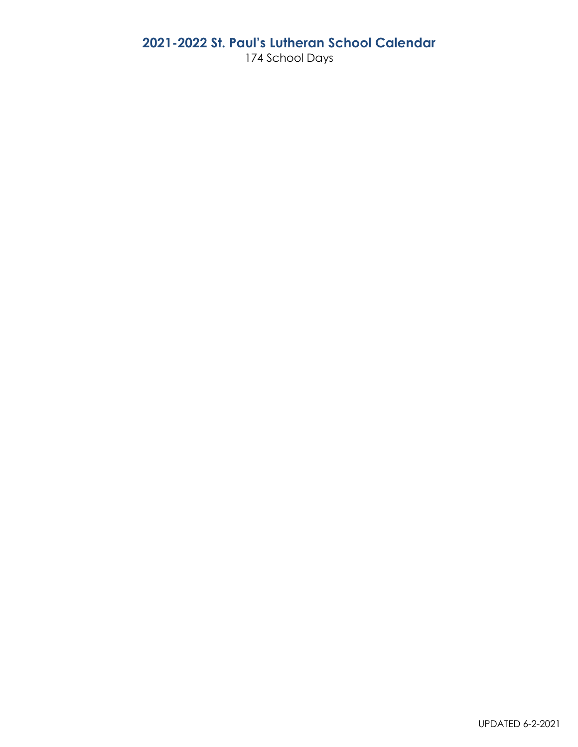## 2021-2022 St. Paul's Lutheran School Calendar

174 School Days

UPDATED 6-2-2021